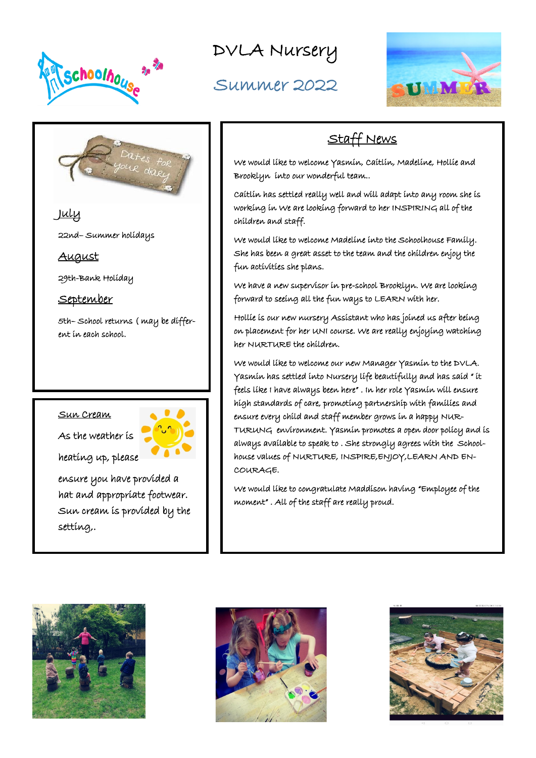# DVLA Nursery

## Summer 2022

Dates for your diary

### July

22nd– Summer holidays

### August

29th-Bank Holiday

### September

5th– School returns ( may be different in each school.

### Sun Cream

As the weather is heating up, please ensure you have provided a hat and appropriate footwear. Sun cream is provided by the setting,.

## Staff News

We would like to welcome Yasmin, Caitlin, Madeline, Hollie and Brooklyn into our wonderful team..

Caitlin has settled really well and will adapt into any room she is working in We are looking forward to her INSPIRING all of the children and staff.

We would like to welcome Madeline into the Schoolhouse Family. She has been a great asset to the team and the children enjoy the fun activities she plans.

We have a new supervisor in pre-school Brooklyn. We are looking forward to seeing all the fun ways to LEARN with her.

Hollie is our new nursery Assistant who has joined us after being on placement for her UNI course. We are really enjoying watching her NURTURE the children.

We would like to welcome our new Manager Yasmin to the DVLA. Yasmin has settled into Nursery life beautifully and has said " it feels like I have always been here" . In her role Yasmin will ensure high standards of care, promoting partnership with families and ensure every child and staff member grows in a happy NURTURING environment. Yasmin promotes a open door policy and is always available to speak to . She strongly agrees with the Schoolhouse values of NURTURE, INSPIRE,ENJOY,LEARN AND ENCOURAGE.

We would like to congratulate Maddison having "Employee of the moment" . All of the staff are really proud.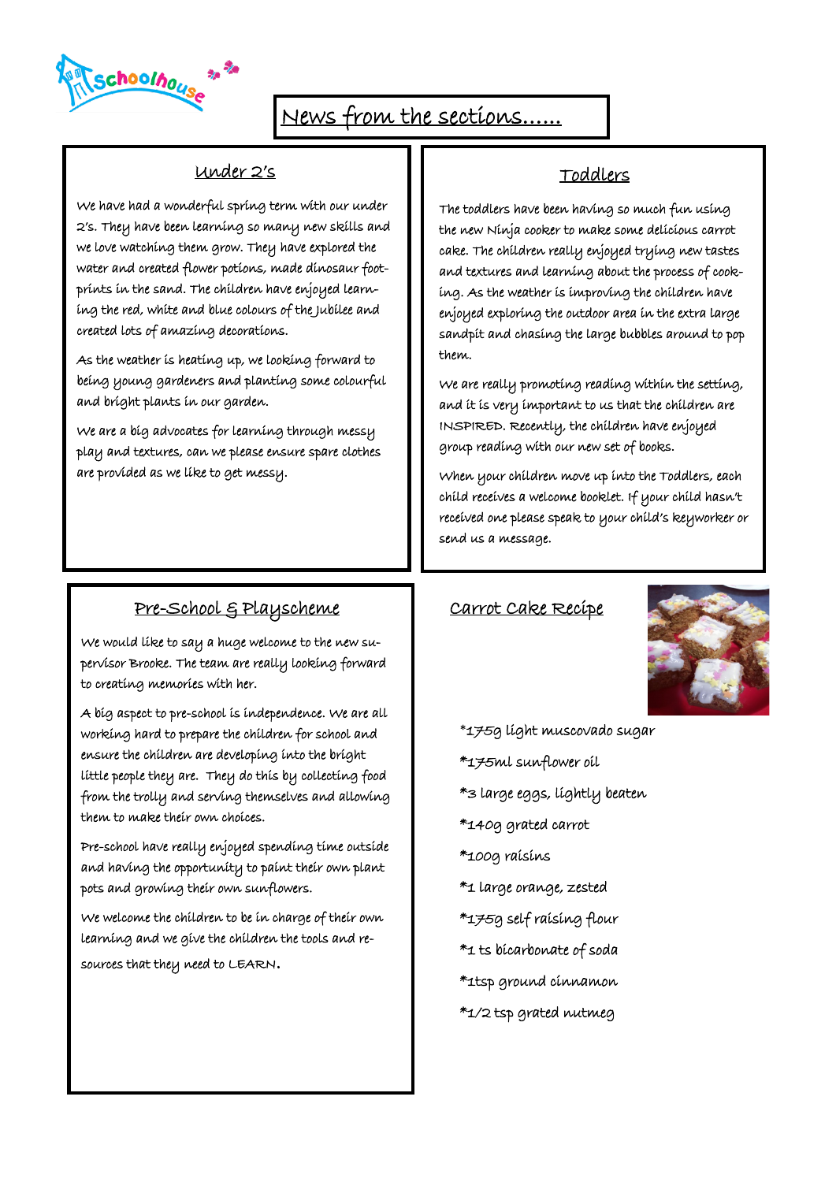# News from the sections......

## Under 2's

We have had a wonderful spring term with our under 2's. They have been learning so many new skills and we love watching them grow. They have explored the water and created flower potions, made dinosaur footprints in the sand. The children have enjoyed learning the red, white and blue colours of the Jubilee and created lots of amazing decorations.

As the weather is heating up, we looking forward to being young gardeners and planting some colourful and bright plants in our garden.

We are a big advocates for learning through messy play and textures, can we please ensure spare clothes are provided as we like to get messy.

## Toddlers

The toddlers have been having so much fun using the new Ninja cooker to make some delicious carrot cake. The children really enjoyed trying new tastes and textures and learning about the process of cooking. As the weather is improving the children have enjoyed exploring the outdoor area in the extra large sandpit and chasing the large bubbles around to pop them.

We are really promoting reading within the setting, and it is very important to us that the children are INSPIRED. Recently, the children have enjoyed group reading with our new set of books.

When your children move up into the Toddlers, each child receives a welcome booklet. If your child hasn't received one please speak to your child's keyworker or send us a message.

## Pre-School & Playscheme

We would like to say a huge welcome to the new supervisor Brooke. The team are really looking forward to creating memories with her.

A big aspect to pre-school is independence. We are all working hard to prepare the children for school and ensure the children are developing into the bright little people they are. They do this by collecting food from the trolly and serving themselves and allowing them to make their own choices.

Pre-school have really enjoyed spending time outside and having the opportunity to paint their own plant pots and growing their own sunflowers.

We welcome the children to be in charge of their own learning and we give the children the tools and resources that they need to LEARN.

## Carrot Cake Recipe

*175g light muscovado sugar

*175ml sunflower oil

*3 large eggs, lightly beaten

*140g grated carrot

*100g raisins

*1 large orange, zested

*175g self raising flour

*1 ts bicarbonate of soda

*1tsp ground cinnamon

*1/2 tsp grated nutmeg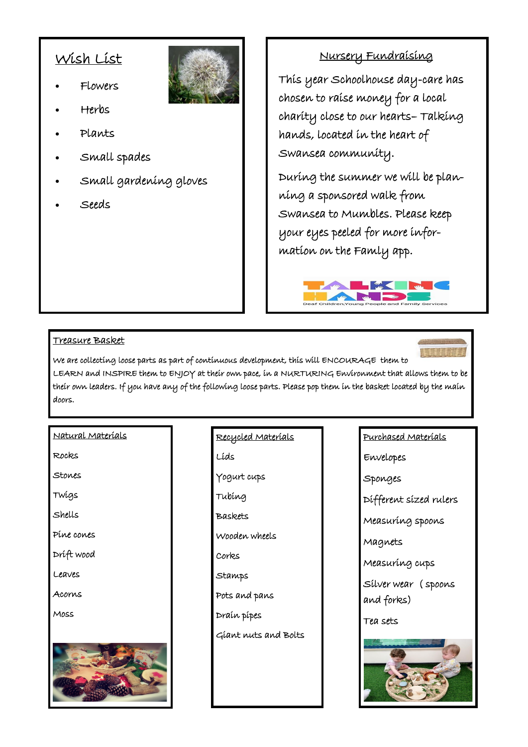## Wish List

- Flowers
- Herbs
- Plants
- Small spades
- Small gardening gloves
- Seeds

## Nursery Fundraising

This year Schoolhouse day-care has chosen to raise money for a local charity close to our hearts– Talking hands, located in the heart of Swansea community.

During the summer we will be planning a sponsored walk from Swansea to Mumbles. Please keep your eyes peeled for more information on the Famly app.

## Treasure Basket

We are collecting loose parts as part of continuous development, this will ENCOURAGE them to LEARN and INSPIRE them to ENJOY at their own pace, in a NURTURING Environment that allows them to be their own leaders. If you have any of the following loose parts. Please pop them in the basket located by the main doors.

### Natural Materials

Rocks

Stones

Twigs

Shells

Pine cones

Drift wood

Leaves

Acorns

Moss

### Recycled Materials

Lids

Yogurt cups

Tubing

Baskets

Wooden wheels

Corks

Stamps

Pots and pans

Drain pipes

Giant nuts and Bolts

### Purchased Materials

Envelopes

Sponges

Different sized rulers

Measuring spoons

Magnets

Measuring cups

Silver wear ( spoons and forks)

Tea sets